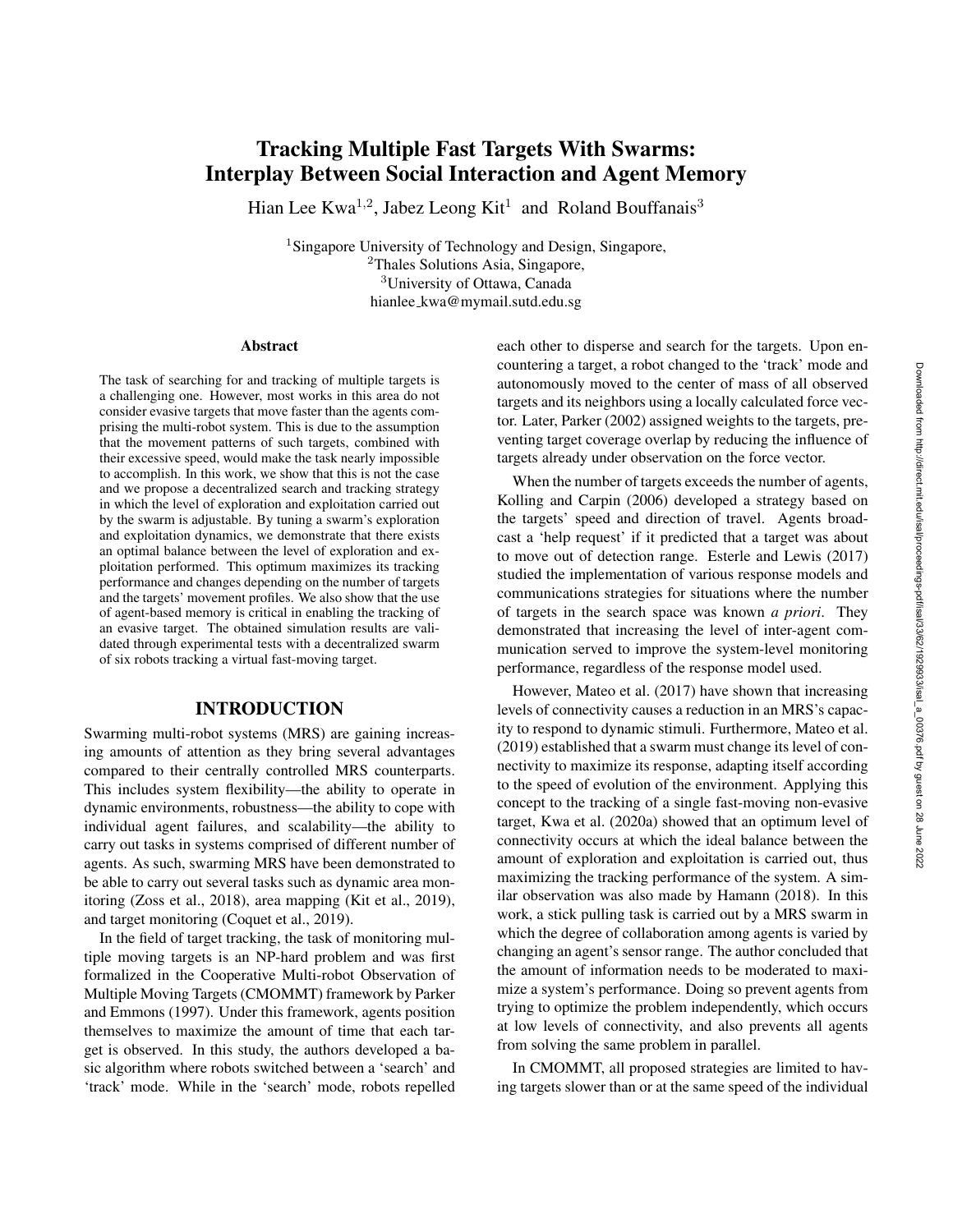# Tracking Multiple Fast Targets With Swarms: Interplay Between Social Interaction and Agent Memory

Hian Lee Kwa[1,2], Jabez Leong Kit[1] and Roland Bouffanais[3]

[1]Singapore University of Technology and Design, Singapore,
[2]Thales Solutions Asia, Singapore,
[3]University of Ottawa, Canada
hianlee_kwa@mymail.sutd.edu.sg

## Abstract

The task of searching for and tracking of multiple targets is a challenging one. However, most works in this area do not consider evasive targets that move faster than the agents comprising the multi-robot system. This is due to the assumption that the movement patterns of such targets, combined with their excessive speed, would make the task nearly impossible to accomplish. In this work, we show that this is not the case and we propose a decentralized search and tracking strategy in which the level of exploration and exploitation carried out by the swarm is adjustable. By tuning a swarm's exploration and exploitation dynamics, we demonstrate that there exists an optimal balance between the level of exploration and exploitation performed. This optimum maximizes its tracking performance and changes depending on the number of targets and the targets' movement profiles. We also show that the use of agent-based memory is critical in enabling the tracking of an evasive target. The obtained simulation results are validated through experimental tests with a decentralized swarm of six robots tracking a virtual fast-moving target.

## INTRODUCTION

Swarming multi-robot systems (MRS) are gaining increasing amounts of attention as they bring several advantages compared to their centrally controlled MRS counterparts. This includes system flexibility—the ability to operate in dynamic environments, robustness—the ability to cope with individual agent failures, and scalability—the ability to carry out tasks in systems comprised of different number of agents. As such, swarming MRS have been demonstrated to be able to carry out several tasks such as dynamic area monitoring (Zoss et al., 2018), area mapping (Kit et al., 2019), and target monitoring (Coquet et al., 2019).

In the field of target tracking, the task of monitoring multiple moving targets is an NP-hard problem and was first formalized in the Cooperative Multi-robot Observation of Multiple Moving Targets (CMOMMT) framework by Parker and Emmons (1997). Under this framework, agents position themselves to maximize the amount of time that each target is observed. In this study, the authors developed a basic algorithm where robots switched between a 'search' and 'track' mode. While in the 'search' mode, robots repelled each other to disperse and search for the targets. Upon encountering a target, a robot changed to the 'track' mode and autonomously moved to the center of mass of all observed targets and its neighbors using a locally calculated force vector. Later, Parker (2002) assigned weights to the targets, preventing target coverage overlap by reducing the influence of targets already under observation on the force vector.

When the number of targets exceeds the number of agents, Kolling and Carpin (2006) developed a strategy based on the targets' speed and direction of travel. Agents broadcast a 'help request' if it predicted that a target was about to move out of detection range. Esterle and Lewis (2017) studied the implementation of various response models and communications strategies for situations where the number of targets in the search space was known *a priori*. They demonstrated that increasing the level of inter-agent communication served to improve the system-level monitoring performance, regardless of the response model used.

However, Mateo et al. (2017) have shown that increasing levels of connectivity causes a reduction in an MRS's capacity to respond to dynamic stimuli. Furthermore, Mateo et al. (2019) established that a swarm must change its level of connectivity to maximize its response, adapting itself according to the speed of evolution of the environment. Applying this concept to the tracking of a single fast-moving non-evasive target, Kwa et al. (2020a) showed that an optimum level of connectivity occurs at which the ideal balance between the amount of exploration and exploitation is carried out, thus maximizing the tracking performance of the system. A similar observation was also made by Hamann (2018). In this work, a stick pulling task is carried out by a MRS swarm in which the degree of collaboration among agents is varied by changing an agent's sensor range. The author concluded that the amount of information needs to be moderated to maximize a system's performance. Doing so prevent agents from trying to optimize the problem independently, which occurs at low levels of connectivity, and also prevents all agents from solving the same problem in parallel.

In CMOMMT, all proposed strategies are limited to having targets slower than or at the same speed of the individual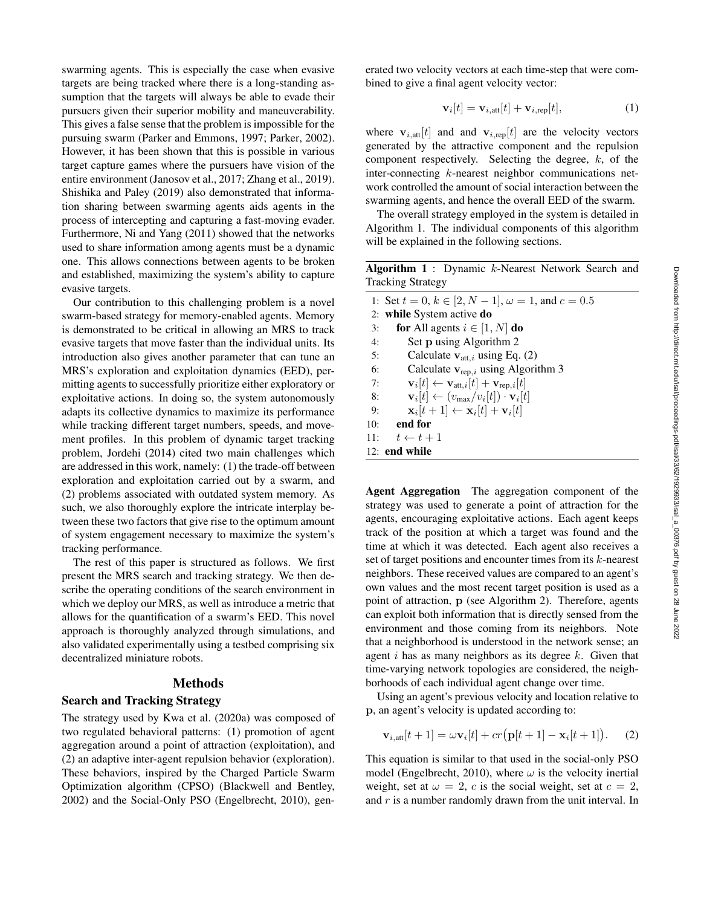swarming agents. This is especially the case when evasive targets are being tracked where there is a long-standing assumption that the targets will always be able to evade their pursuers given their superior mobility and maneuverability. This gives a false sense that the problem is impossible for the pursuing swarm (Parker and Emmons, 1997; Parker, 2002). However, it has been shown that this is possible in various target capture games where the pursuers have vision of the entire environment (Janosov et al., 2017; Zhang et al., 2019). Shishika and Paley (2019) also demonstrated that information sharing between swarming agents aids agents in the process of intercepting and capturing a fast-moving evader. Furthermore, Ni and Yang (2011) showed that the networks used to share information among agents must be a dynamic one. This allows connections between agents to be broken and established, maximizing the system's ability to capture evasive targets.

Our contribution to this challenging problem is a novel swarm-based strategy for memory-enabled agents. Memory is demonstrated to be critical in allowing an MRS to track evasive targets that move faster than the individual units. Its introduction also gives another parameter that can tune an MRS's exploration and exploitation dynamics (EED), permitting agents to successfully prioritize either exploratory or exploitative actions. In doing so, the system autonomously adapts its collective dynamics to maximize its performance while tracking different target numbers, speeds, and movement profiles. In this problem of dynamic target tracking problem, Jordehi (2014) cited two main challenges which are addressed in this work, namely: (1) the trade-off between exploration and exploitation carried out by a swarm, and (2) problems associated with outdated system memory. As such, we also thoroughly explore the intricate interplay between these two factors that give rise to the optimum amount of system engagement necessary to maximize the system's tracking performance.

The rest of this paper is structured as follows. We first present the MRS search and tracking strategy. We then describe the operating conditions of the search environment in which we deploy our MRS, as well as introduce a metric that allows for the quantification of a swarm's EED. This novel approach is thoroughly analyzed through simulations, and also validated experimentally using a testbed comprising six decentralized miniature robots.

# Methods

## Search and Tracking Strategy

The strategy used by Kwa et al. (2020a) was composed of two regulated behavioral patterns: (1) promotion of agent aggregation around a point of attraction (exploitation), and (2) an adaptive inter-agent repulsion behavior (exploration). These behaviors, inspired by the Charged Particle Swarm Optimization algorithm (CPSO) (Blackwell and Bentley, 2002) and the Social-Only PSO (Engelbrecht, 2010), generated two velocity vectors at each time-step that were combined to give a final agent velocity vector:

$$\mathbf{v}_i[t] = \mathbf{v}_{i,\text{att}}[t] + \mathbf{v}_{i,\text{rep}}[t], \tag{1}$$

where $\mathbf{v}_{i,\text{att}}[t]$ and and $\mathbf{v}_{i,\text{rep}}[t]$ are the velocity vectors generated by the attractive component and the repulsion component respectively. Selecting the degree, $k$, of the inter-connecting $k$-nearest neighbor communications network controlled the amount of social interaction between the swarming agents, and hence the overall EED of the swarm.

The overall strategy employed in the system is detailed in Algorithm 1. The individual components of this algorithm will be explained in the following sections.

**Algorithm 1** : Dynamic $k$-Nearest Network Search and Tracking Strategy

```
1: Set t = 0, k ∈ [2, N − 1], ω = 1, and c = 0.5
2: while System active do
3:     for All agents i ∈ [1, N] do
4:         Set p using Algorithm 2
5:         Calculate v_att,i using Eq. (2)
6:         Calculate v_rep,i using Algorithm 3
7:         v_i[t] ← v_att,i[t] + v_rep,i[t]
8:         v_i[t] ← (v_max / v_i[t]) · v_i[t]
9:         x_i[t + 1] ← x_i[t] + v_i[t]
10:    end for
11:    t ← t + 1
12: end while
```

**Agent Aggregation** The aggregation component of the strategy was used to generate a point of attraction for the agents, encouraging exploitative actions. Each agent keeps track of the position at which a target was found and the time at which it was detected. Each agent also receives a set of target positions and encounter times from its $k$-nearest neighbors. These received values are compared to an agent's own values and the most recent target position is used as a point of attraction, $\mathbf{p}$ (see Algorithm 2). Therefore, agents can exploit both information that is directly sensed from the environment and those coming from its neighbors. Note that a neighborhood is understood in the network sense; an agent $i$ has as many neighbors as its degree $k$. Given that time-varying network topologies are considered, the neighborhoods of each individual agent change over time.

Using an agent's previous velocity and location relative to $\mathbf{p}$, an agent's velocity is updated according to:

$$\mathbf{v}_{i,\text{att}}[t+1] = \omega \mathbf{v}_i[t] + cr\big(\mathbf{p}[t+1] - \mathbf{x}_i[t+1]\big). \tag{2}$$

This equation is similar to that used in the social-only PSO model (Engelbrecht, 2010), where $\omega$ is the velocity inertial weight, set at $\omega = 2$, $c$ is the social weight, set at $c = 2$, and $r$ is a number randomly drawn from the unit interval. In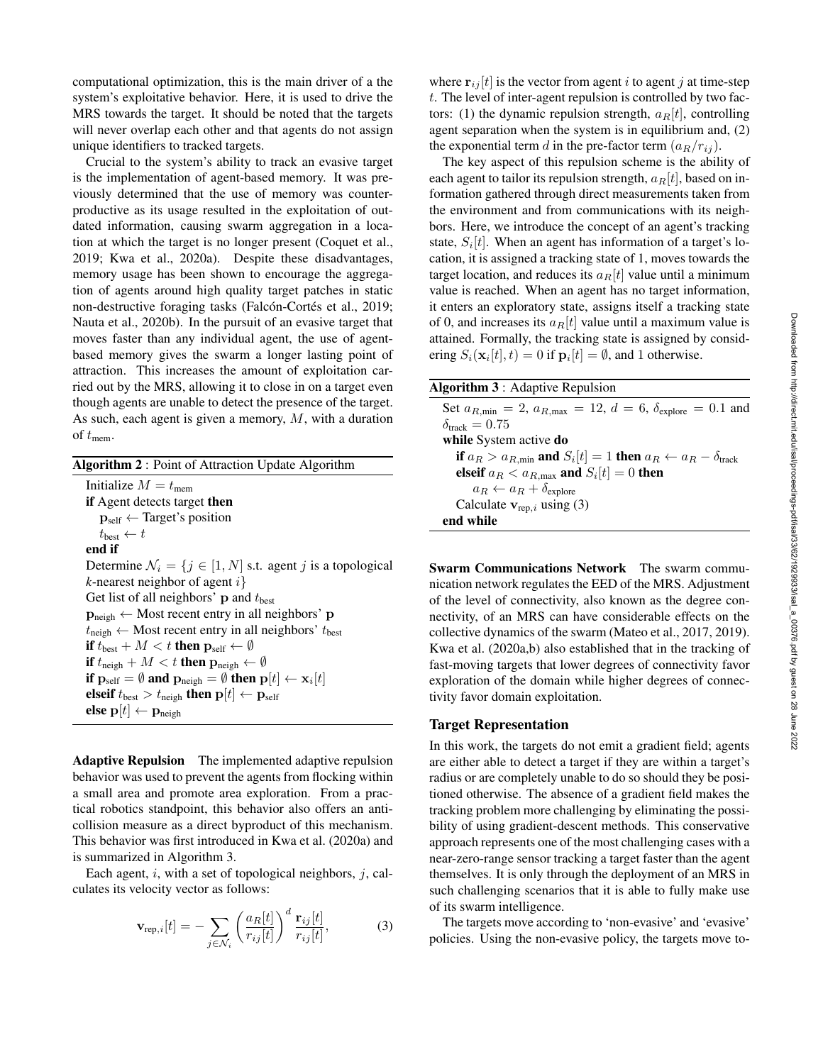computational optimization, this is the main driver of a the system's exploitative behavior. Here, it is used to drive the MRS towards the target. It should be noted that the targets will never overlap each other and that agents do not assign unique identifiers to tracked targets.

Crucial to the system's ability to track an evasive target is the implementation of agent-based memory. It was previously determined that the use of memory was counterproductive as its usage resulted in the exploitation of outdated information, causing swarm aggregation in a location at which the target is no longer present (Coquet et al., 2019; Kwa et al., 2020a). Despite these disadvantages, memory usage has been shown to encourage the aggregation of agents around high quality target patches in static non-destructive foraging tasks (Falcón-Cortés et al., 2019; Nauta et al., 2020b). In the pursuit of an evasive target that moves faster than any individual agent, the use of agent-based memory gives the swarm a longer lasting point of attraction. This increases the amount of exploitation carried out by the MRS, allowing it to close in on a target even though agents are unable to detect the presence of the target. As such, each agent is given a memory, $M$, with a duration of $t_{\text{mem}}$.

**Algorithm 2** : Point of Attraction Update Algorithm

```
Initialize M = t_mem
if Agent detects target then
    p_self ← Target's position
    t_best ← t
end if
Determine N_i = {j ∈ [1, N] s.t. agent j is a topological k-nearest neighbor of agent i}
Get list of all neighbors' p and t_best
p_neigh ← Most recent entry in all neighbors' p
t_neigh ← Most recent entry in all neighbors' t_best
if t_best + M < t then p_self ← ∅
if t_neigh + M < t then p_neigh ← ∅
if p_self = ∅ and p_neigh = ∅ then p[t] ← x_i[t]
elseif t_best > t_neigh then p[t] ← p_self
else p[t] ← p_neigh
```

**Adaptive Repulsion** The implemented adaptive repulsion behavior was used to prevent the agents from flocking within a small area and promote area exploration. From a practical robotics standpoint, this behavior also offers an anti-collision measure as a direct byproduct of this mechanism. This behavior was first introduced in Kwa et al. (2020a) and is summarized in Algorithm 3.

Each agent, $i$, with a set of topological neighbors, $j$, calculates its velocity vector as follows:

$$\mathbf{v}_{\text{rep},i}[t] = -\sum_{j \in \mathcal{N}_i} \left( \frac{a_R[t]}{r_{ij}[t]} \right)^d \frac{\mathbf{r}_{ij}[t]}{r_{ij}[t]}, \tag{3}$$

where $\mathbf{r}_{ij}[t]$ is the vector from agent $i$ to agent $j$ at time-step $t$. The level of inter-agent repulsion is controlled by two factors: (1) the dynamic repulsion strength, $a_R[t]$, controlling agent separation when the system is in equilibrium and, (2) the exponential term $d$ in the pre-factor term $(a_R/r_{ij})$.

The key aspect of this repulsion scheme is the ability of each agent to tailor its repulsion strength, $a_R[t]$, based on information gathered through direct measurements taken from the environment and from communications with its neighbors. Here, we introduce the concept of an agent's tracking state, $S_i[t]$. When an agent has information of a target's location, it is assigned a tracking state of 1, moves towards the target location, and reduces its $a_R[t]$ value until a minimum value is reached. When an agent has no target information, it enters an exploratory state, assigns itself a tracking state of 0, and increases its $a_R[t]$ value until a maximum value is attained. Formally, the tracking state is assigned by considering $S_i(\mathbf{x}_i[t], t) = 0$ if $\mathbf{p}_i[t] = \emptyset$, and 1 otherwise.

**Algorithm 3** : Adaptive Repulsion

```
Set a_R,min = 2, a_R,max = 12, d = 6, δ_explore = 0.1 and δ_track = 0.75
while System active do
    if a_R > a_R,min and S_i[t] = 1 then a_R ← a_R − δ_track
    elseif a_R < a_R,max and S_i[t] = 0 then
        a_R ← a_R + δ_explore
    Calculate v_rep,i using (3)
end while
```

**Swarm Communications Network** The swarm communication network regulates the EED of the MRS. Adjustment of the level of connectivity, also known as the degree connectivity, of an MRS can have considerable effects on the collective dynamics of the swarm (Mateo et al., 2017, 2019). Kwa et al. (2020a,b) also established that in the tracking of fast-moving targets that lower degrees of connectivity favor exploration of the domain while higher degrees of connectivity favor domain exploitation.

## Target Representation

In this work, the targets do not emit a gradient field; agents are either able to detect a target if they are within a target's radius or are completely unable to do so should they be positioned otherwise. The absence of a gradient field makes the tracking problem more challenging by eliminating the possibility of using gradient-descent methods. This conservative approach represents one of the most challenging cases with a near-zero-range sensor tracking a target faster than the agent themselves. It is only through the deployment of an MRS in such challenging scenarios that it is able to fully make use of its swarm intelligence.

The targets move according to 'non-evasive' and 'evasive' policies. Using the non-evasive policy, the targets move to-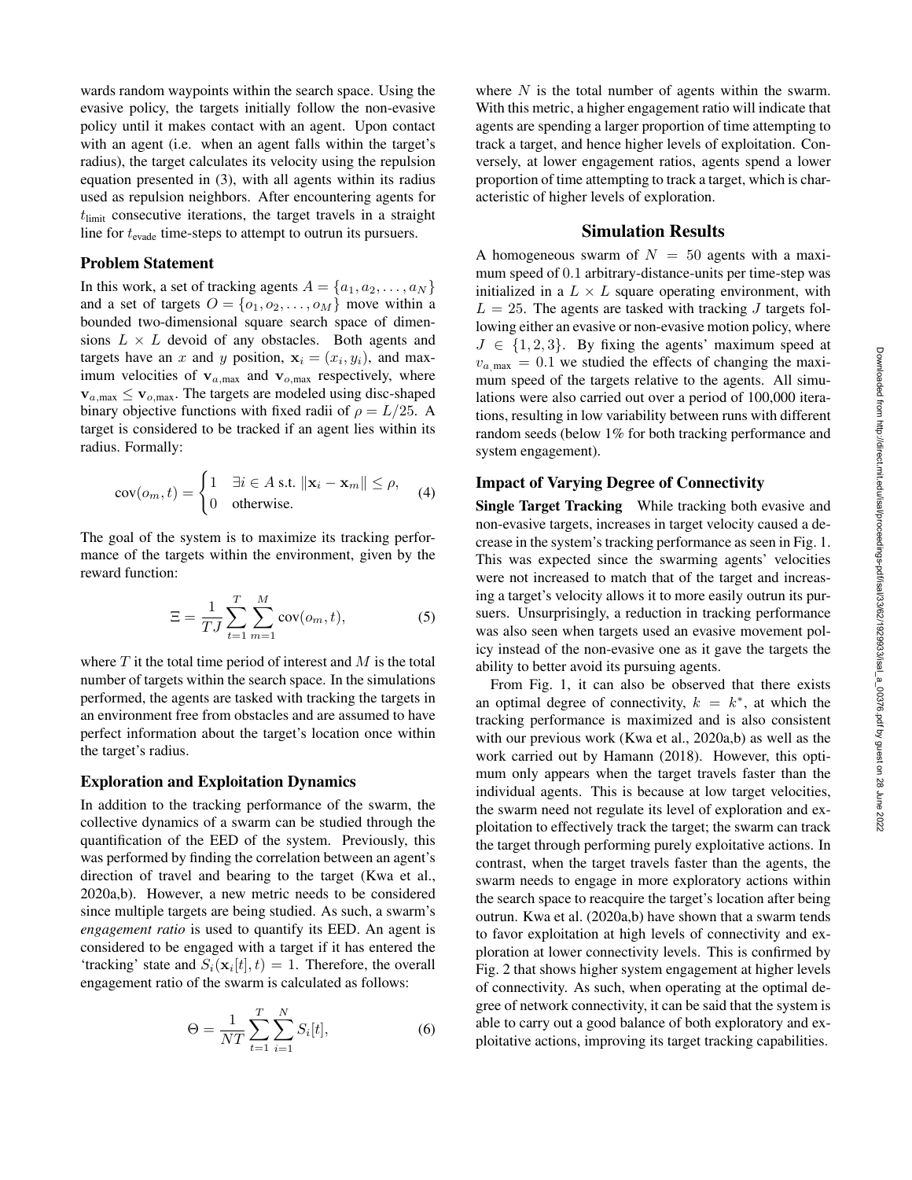wards random waypoints within the search space. Using the evasive policy, the targets initially follow the non-evasive policy until it makes contact with an agent. Upon contact with an agent (i.e. when an agent falls within the target's radius), the target calculates its velocity using the repulsion equation presented in (3), with all agents within its radius used as repulsion neighbors. After encountering agents for $t_{\text{limit}}$ consecutive iterations, the target travels in a straight line for $t_{\text{evade}}$ time-steps to attempt to outrun its pursuers.

## Problem Statement

In this work, a set of tracking agents $A = \{a_1, a_2, \ldots, a_N\}$ and a set of targets $O = \{o_1, o_2, \ldots, o_M\}$ move within a bounded two-dimensional square search space of dimensions $L \times L$ devoid of any obstacles. Both agents and targets have an $x$ and $y$ position, $\mathbf{x}_i = (x_i, y_i)$, and maximum velocities of $\mathbf{v}_{a,\text{max}}$ and $\mathbf{v}_{o,\text{max}}$ respectively, where $\mathbf{v}_{a,\text{max}} \leq \mathbf{v}_{o,\text{max}}$. The targets are modeled using disc-shaped binary objective functions with fixed radii of $\rho = L/25$. A target is considered to be tracked if an agent lies within its radius. Formally:

$$\text{cov}(o_m, t) = \begin{cases} 1 & \exists i \in A \text{ s.t. } \|\mathbf{x}_i - \mathbf{x}_m\| \leq \rho, \\ 0 & \text{otherwise.} \end{cases} \tag{4}$$

The goal of the system is to maximize its tracking performance of the targets within the environment, given by the reward function:

$$\Xi = \frac{1}{TJ} \sum_{t=1}^{T} \sum_{m=1}^{M} \text{cov}(o_m, t), \tag{5}$$

where $T$ it the total time period of interest and $M$ is the total number of targets within the search space. In the simulations performed, the agents are tasked with tracking the targets in an environment free from obstacles and are assumed to have perfect information about the target's location once within the target's radius.

## Exploration and Exploitation Dynamics

In addition to the tracking performance of the swarm, the collective dynamics of a swarm can be studied through the quantification of the EED of the system. Previously, this was performed by finding the correlation between an agent's direction of travel and bearing to the target (Kwa et al., 2020a,b). However, a new metric needs to be considered since multiple targets are being studied. As such, a swarm's *engagement ratio* is used to quantify its EED. An agent is considered to be engaged with a target if it has entered the 'tracking' state and $S_i(\mathbf{x}_i[t], t) = 1$. Therefore, the overall engagement ratio of the swarm is calculated as follows:

$$\Theta = \frac{1}{NT} \sum_{t=1}^{T} \sum_{i=1}^{N} S_i[t], \tag{6}$$

where $N$ is the total number of agents within the swarm. With this metric, a higher engagement ratio will indicate that agents are spending a larger proportion of time attempting to track a target, and hence higher levels of exploitation. Conversely, at lower engagement ratios, agents spend a lower proportion of time attempting to track a target, which is characteristic of higher levels of exploration.

# Simulation Results

A homogeneous swarm of $N = 50$ agents with a maximum speed of $0.1$ arbitrary-distance-units per time-step was initialized in a $L \times L$ square operating environment, with $L = 25$. The agents are tasked with tracking $J$ targets following either an evasive or non-evasive motion policy, where $J \in \{1, 2, 3\}$. By fixing the agents' maximum speed at $v_{a,\text{max}} = 0.1$ we studied the effects of changing the maximum speed of the targets relative to the agents. All simulations were also carried out over a period of 100,000 iterations, resulting in low variability between runs with different random seeds (below 1% for both tracking performance and system engagement).

## Impact of Varying Degree of Connectivity

**Single Target Tracking** While tracking both evasive and non-evasive targets, increases in target velocity caused a decrease in the system's tracking performance as seen in Fig. 1. This was expected since the swarming agents' velocities were not increased to match that of the target and increasing a target's velocity allows it to more easily outrun its pursuers. Unsurprisingly, a reduction in tracking performance was also seen when targets used an evasive movement policy instead of the non-evasive one as it gave the targets the ability to better avoid its pursuing agents.

From Fig. 1, it can also be observed that there exists an optimal degree of connectivity, $k = k^*$, at which the tracking performance is maximized and is also consistent with our previous work (Kwa et al., 2020a,b) as well as the work carried out by Hamann (2018). However, this optimum only appears when the target travels faster than the individual agents. This is because at low target velocities, the swarm need not regulate its level of exploration and exploitation to effectively track the target; the swarm can track the target through performing purely exploitative actions. In contrast, when the target travels faster than the agents, the swarm needs to engage in more exploratory actions within the search space to reacquire the target's location after being outrun. Kwa et al. (2020a,b) have shown that a swarm tends to favor exploitation at high levels of connectivity and exploration at lower connectivity levels. This is confirmed by Fig. 2 that shows higher system engagement at higher levels of connectivity. As such, when operating at the optimal degree of network connectivity, it can be said that the system is able to carry out a good balance of both exploratory and exploitative actions, improving its target tracking capabilities.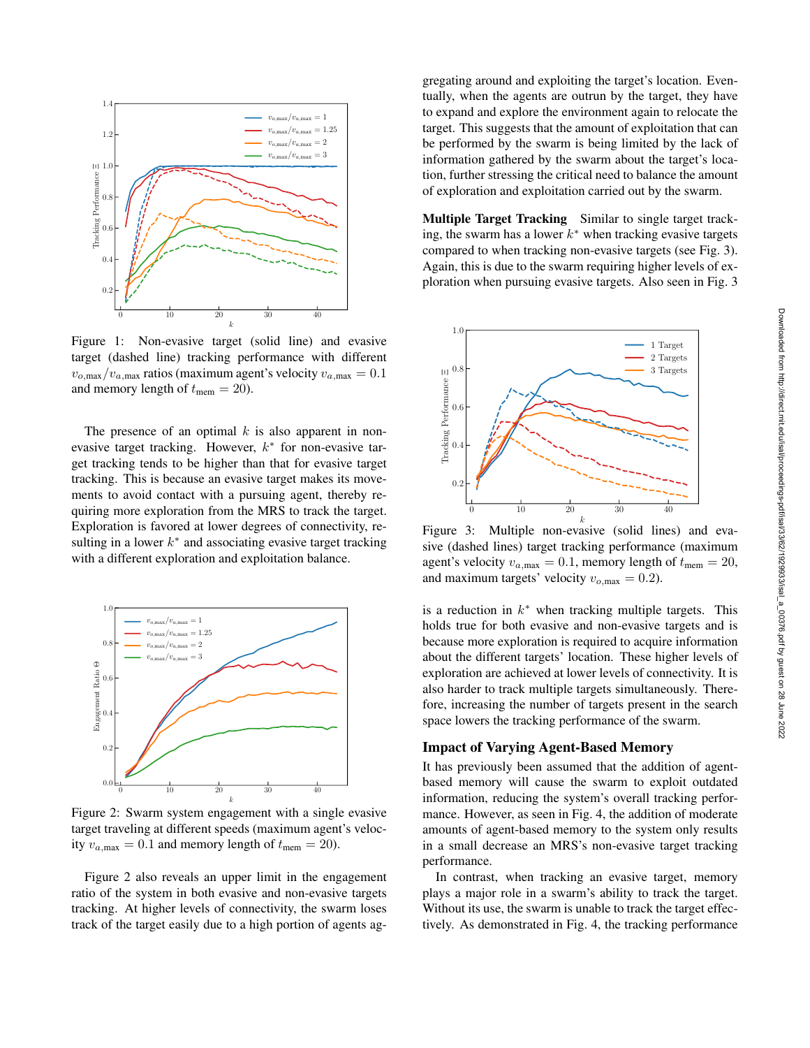Figure 1: Non-evasive target (solid line) and evasive target (dashed line) tracking performance with different $v_{o,\max}/v_{a,\max}$ ratios (maximum agent's velocity $v_{a,\max} = 0.1$ and memory length of $t_{\text{mem}} = 20$).

The presence of an optimal $k$ is also apparent in non-evasive target tracking. However, $k^*$ for non-evasive target tracking tends to be higher than that for evasive target tracking. This is because an evasive target makes its movements to avoid contact with a pursuing agent, thereby requiring more exploration from the MRS to track the target. Exploration is favored at lower degrees of connectivity, resulting in a lower $k^*$ and associating evasive target tracking with a different exploration and exploitation balance.

Figure 2: Swarm system engagement with a single evasive target traveling at different speeds (maximum agent's velocity $v_{a,\max} = 0.1$ and memory length of $t_{\text{mem}} = 20$).

Figure 2 also reveals an upper limit in the engagement ratio of the system in both evasive and non-evasive targets tracking. At higher levels of connectivity, the swarm loses track of the target easily due to a high portion of agents aggregating around and exploiting the target's location. Eventually, when the agents are outrun by the target, they have to expand and explore the environment again to relocate the target. This suggests that the amount of exploitation that can be performed by the swarm is being limited by the lack of information gathered by the swarm about the target's location, further stressing the critical need to balance the amount of exploration and exploitation carried out by the swarm.

**Multiple Target Tracking** Similar to single target tracking, the swarm has a lower $k^*$ when tracking evasive targets compared to when tracking non-evasive targets (see Fig. 3). Again, this is due to the swarm requiring higher levels of exploration when pursuing evasive targets. Also seen in Fig. 3 is a reduction in $k^*$ when tracking multiple targets. This holds true for both evasive and non-evasive targets and is because more exploration is required to acquire information about the different targets' location. These higher levels of exploration are achieved at lower levels of connectivity. It is also harder to track multiple targets simultaneously. Therefore, increasing the number of targets present in the search space lowers the tracking performance of the swarm.

Figure 3: Multiple non-evasive (solid lines) and evasive (dashed lines) target tracking performance (maximum agent's velocity $v_{a,\max} = 0.1$, memory length of $t_{\text{mem}} = 20$, and maximum targets' velocity $v_{o,\max} = 0.2$).

## Impact of Varying Agent-Based Memory

It has previously been assumed that the addition of agent-based memory will cause the swarm to exploit outdated information, reducing the system's overall tracking performance. However, as seen in Fig. 4, the addition of moderate amounts of agent-based memory to the system only results in a small decrease an MRS's non-evasive target tracking performance.

In contrast, when tracking an evasive target, memory plays a major role in a swarm's ability to track the target. Without its use, the swarm is unable to track the target effectively. As demonstrated in Fig. 4, the tracking performance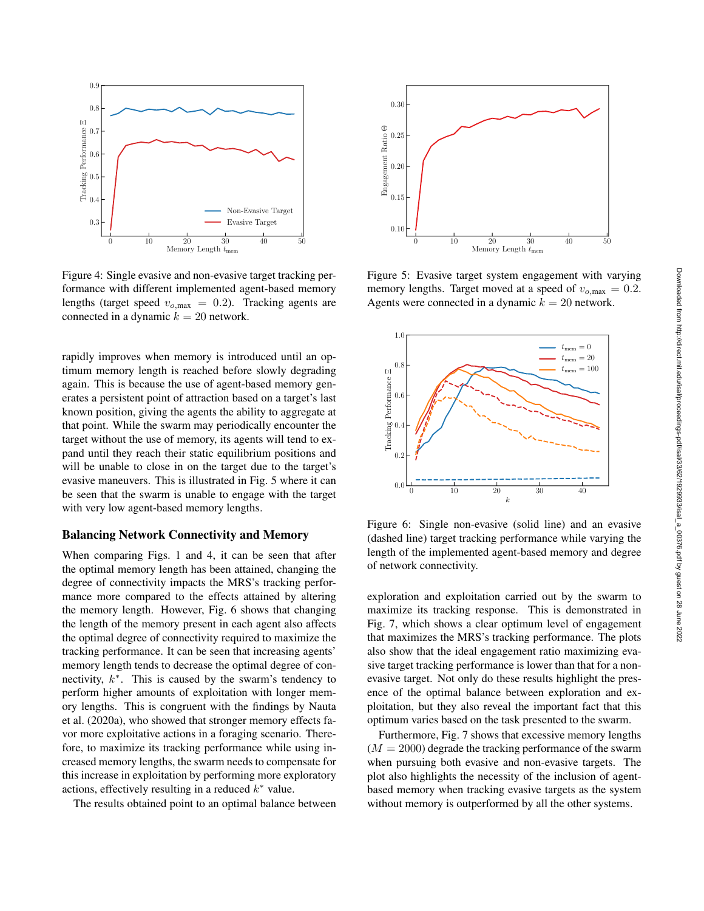0.9
0.8
0.7
0.6
0.5
0.4
0.3
Tracking Performance Ξ
0 10 20 30 40 50
Memory Length $t_{\text{mem}}$
Non-Evasive Target
Evasive Target

Figure 4: Single evasive and non-evasive target tracking performance with different implemented agent-based memory lengths (target speed $v_{o,\max} = 0.2$). Tracking agents are connected in a dynamic $k = 20$ network.

0.30
0.25
0.20
0.15
0.10
Engagement Ratio Θ
0 10 20 30 40 50
Memory Length $t_{\text{mem}}$

Figure 5: Evasive target system engagement with varying memory lengths. Target moved at a speed of $v_{o,\max} = 0.2$. Agents were connected in a dynamic $k = 20$ network.

rapidly improves when memory is introduced until an optimum memory length is reached before slowly degrading again. This is because the use of agent-based memory generates a persistent point of attraction based on a target's last known position, giving the agents the ability to aggregate at that point. While the swarm may periodically encounter the target without the use of memory, its agents will tend to expand until they reach their static equilibrium positions and will be unable to close in on the target due to the target's evasive maneuvers. This is illustrated in Fig. 5 where it can be seen that the swarm is unable to engage with the target with very low agent-based memory lengths.

## Balancing Network Connectivity and Memory

When comparing Figs. 1 and 4, it can be seen that after the optimal memory length has been attained, changing the degree of connectivity impacts the MRS's tracking performance more compared to the effects attained by altering the memory length. However, Fig. 6 shows that changing the length of the memory present in each agent also affects the optimal degree of connectivity required to maximize the tracking performance. It can be seen that increasing agents' memory length tends to decrease the optimal degree of connectivity, $k^*$. This is caused by the swarm's tendency to perform higher amounts of exploitation with longer memory lengths. This is congruent with the findings by Nauta et al. (2020a), who showed that stronger memory effects favor more exploitative actions in a foraging scenario. Therefore, to maximize its tracking performance while using increased memory lengths, the swarm needs to compensate for this increase in exploitation by performing more exploratory actions, effectively resulting in a reduced $k^*$ value.

The results obtained point to an optimal balance between

1.0
0.8
0.6
0.4
0.2
0.0
Tracking Performance Ξ
0 10 20 30 40
$k$
$t_{\text{mem}} = 0$
$t_{\text{mem}} = 20$
$t_{\text{mem}} = 100$

Figure 6: Single non-evasive (solid line) and an evasive (dashed line) target tracking performance while varying the length of the implemented agent-based memory and degree of network connectivity.

exploration and exploitation carried out by the swarm to maximize its tracking response. This is demonstrated in Fig. 7, which shows a clear optimum level of engagement that maximizes the MRS's tracking performance. The plots also show that the ideal engagement ratio maximizing evasive target tracking performance is lower than that for a non-evasive target. Not only do these results highlight the presence of the optimal balance between exploration and exploitation, but they also reveal the important fact that this optimum varies based on the task presented to the swarm.

Furthermore, Fig. 7 shows that excessive memory lengths ($M = 2000$) degrade the tracking performance of the swarm when pursuing both evasive and non-evasive targets. The plot also highlights the necessity of the inclusion of agent-based memory when tracking evasive targets as the system without memory is outperformed by all the other systems.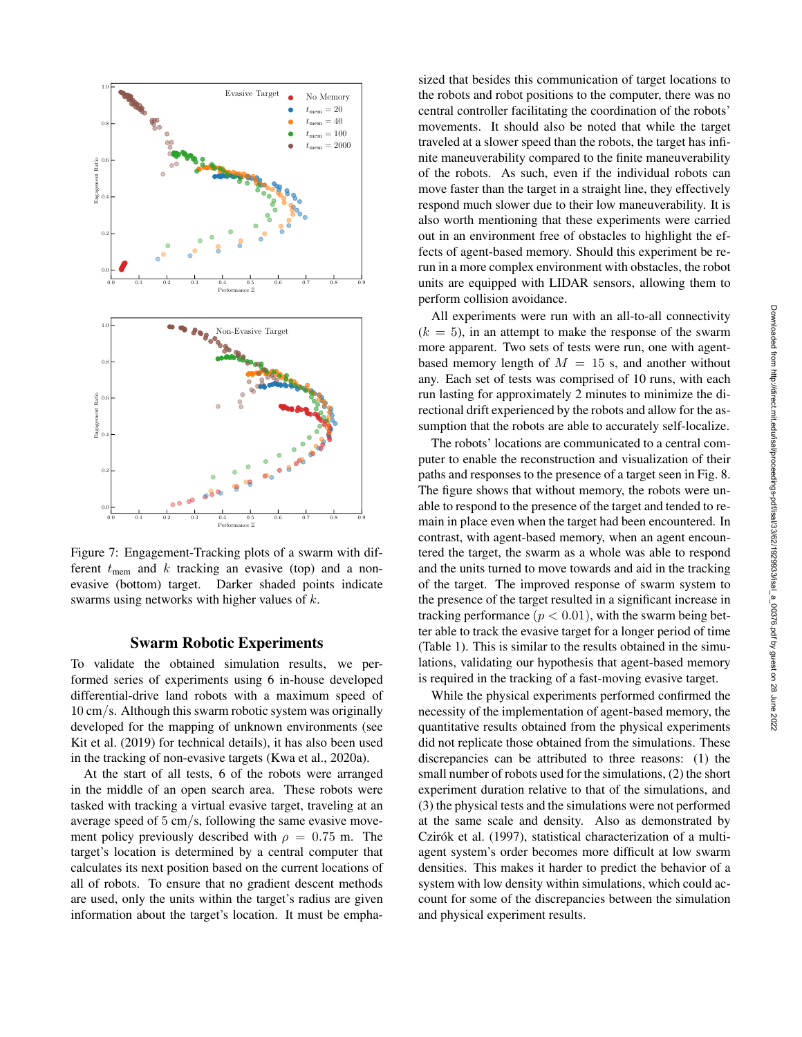Evasive Target

No Memory
$t_{\text{mem}} = 20$
$t_{\text{mem}} = 40$
$t_{\text{mem}} = 100$
$t_{\text{mem}} = 2000$

Engagement Ratio

Performance $\Xi$

0.0 0.1 0.2 0.3 0.4 0.5 0.6 0.7 0.8 0.9

0.0 0.2 0.4 0.6 0.8 1.0

Non-Evasive Target

Engagement Ratio

Performance $\Xi$

0.0 0.1 0.2 0.3 0.4 0.5 0.6 0.7 0.8 0.9

0.0 0.2 0.4 0.6 0.8 1.0

Figure 7: Engagement-Tracking plots of a swarm with different $t_{\text{mem}}$ and $k$ tracking an evasive (top) and a non-evasive (bottom) target. Darker shaded points indicate swarms using networks with higher values of $k$.

## Swarm Robotic Experiments

To validate the obtained simulation results, we performed series of experiments using 6 in-house developed differential-drive land robots with a maximum speed of 10 cm/s. Although this swarm robotic system was originally developed for the mapping of unknown environments (see Kit et al. (2019) for technical details), it has also been used in the tracking of non-evasive targets (Kwa et al., 2020a).

At the start of all tests, 6 of the robots were arranged in the middle of an open search area. These robots were tasked with tracking a virtual evasive target, traveling at an average speed of 5 cm/s, following the same evasive movement policy previously described with $\rho = 0.75$ m. The target's location is determined by a central computer that calculates its next position based on the current locations of all of robots. To ensure that no gradient descent methods are used, only the units within the target's radius are given information about the target's location. It must be emphasized that besides this communication of target locations to the robots and robot positions to the computer, there was no central controller facilitating the coordination of the robots' movements. It should also be noted that while the target traveled at a slower speed than the robots, the target has infinite maneuverability compared to the finite maneuverability of the robots. As such, even if the individual robots can move faster than the target in a straight line, they effectively respond much slower due to their low maneuverability. It is also worth mentioning that these experiments were carried out in an environment free of obstacles to highlight the effects of agent-based memory. Should this experiment be rerun in a more complex environment with obstacles, the robot units are equipped with LIDAR sensors, allowing them to perform collision avoidance.

All experiments were run with an all-to-all connectivity ($k = 5$), in an attempt to make the response of the swarm more apparent. Two sets of tests were run, one with agent-based memory length of $M = 15$ s, and another without any. Each set of tests was comprised of 10 runs, with each run lasting for approximately 2 minutes to minimize the directional drift experienced by the robots and allow for the assumption that the robots are able to accurately self-localize.

The robots' locations are communicated to a central computer to enable the reconstruction and visualization of their paths and responses to the presence of a target seen in Fig. 8. The figure shows that without memory, the robots were unable to respond to the presence of the target and tended to remain in place even when the target had been encountered. In contrast, with agent-based memory, when an agent encountered the target, the swarm as a whole was able to respond and the units turned to move towards and aid in the tracking of the target. The improved response of swarm system to the presence of the target resulted in a significant increase in tracking performance ($p < 0.01$), with the swarm being better able to track the evasive target for a longer period of time (Table 1). This is similar to the results obtained in the simulations, validating our hypothesis that agent-based memory is required in the tracking of a fast-moving evasive target.

While the physical experiments performed confirmed the necessity of the implementation of agent-based memory, the quantitative results obtained from the physical experiments did not replicate those obtained from the simulations. These discrepancies can be attributed to three reasons: (1) the small number of robots used for the simulations, (2) the short experiment duration relative to that of the simulations, and (3) the physical tests and the simulations were not performed at the same scale and density. Also as demonstrated by Czirók et al. (1997), statistical characterization of a multi-agent system's order becomes more difficult at low swarm densities. This makes it harder to predict the behavior of a system with low density within simulations, which could account for some of the discrepancies between the simulation and physical experiment results.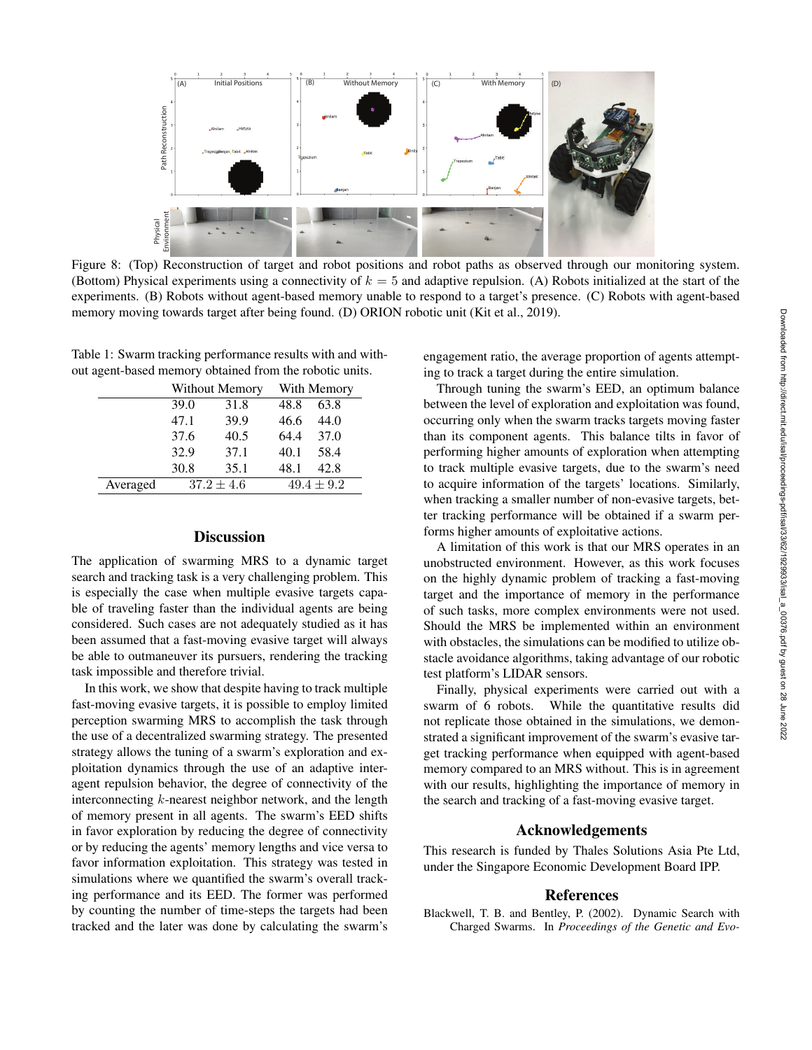Figure 8: (Top) Reconstruction of target and robot positions and robot paths as observed through our monitoring system. (Bottom) Physical experiments using a connectivity of $k = 5$ and adaptive repulsion. (A) Robots initialized at the start of the experiments. (B) Robots without agent-based memory unable to respond to a target's presence. (C) Robots with agent-based memory moving towards target after being found. (D) ORION robotic unit (Kit et al., 2019).

Table 1: Swarm tracking performance results with and without agent-based memory obtained from the robotic units.

| | Without Memory | | With Memory | |
|---|---|---|---|---|
| | 39.0 | 31.8 | 48.8 | 63.8 |
| | 47.1 | 39.9 | 46.6 | 44.0 |
| | 37.6 | 40.5 | 64.4 | 37.0 |
| | 32.9 | 37.1 | 40.1 | 58.4 |
| | 30.8 | 35.1 | 48.1 | 42.8 |
| Averaged | $37.2 \pm 4.6$ | | $49.4 \pm 9.2$ | |

## Discussion

The application of swarming MRS to a dynamic target search and tracking task is a very challenging problem. This is especially the case when multiple evasive targets capable of traveling faster than the individual agents are being considered. Such cases are not adequately studied as it has been assumed that a fast-moving evasive target will always be able to outmaneuver its pursuers, rendering the tracking task impossible and therefore trivial.

In this work, we show that despite having to track multiple fast-moving evasive targets, it is possible to employ limited perception swarming MRS to accomplish the task through the use of a decentralized swarming strategy. The presented strategy allows the tuning of a swarm's exploration and exploitation dynamics through the use of an adaptive inter-agent repulsion behavior, the degree of connectivity of the interconnecting $k$-nearest neighbor network, and the length of memory present in all agents. The swarm's EED shifts in favor exploration by reducing the degree of connectivity or by reducing the agents' memory lengths and vice versa to favor information exploitation. This strategy was tested in simulations where we quantified the swarm's overall tracking performance and its EED. The former was performed by counting the number of time-steps the targets had been tracked and the later was done by calculating the swarm's engagement ratio, the average proportion of agents attempting to track a target during the entire simulation.

Through tuning the swarm's EED, an optimum balance between the level of exploration and exploitation was found, occurring only when the swarm tracks targets moving faster than its component agents. This balance tilts in favor of performing higher amounts of exploration when attempting to track multiple evasive targets, due to the swarm's need to acquire information of the targets' locations. Similarly, when tracking a smaller number of non-evasive targets, better tracking performance will be obtained if a swarm performs higher amounts of exploitative actions.

A limitation of this work is that our MRS operates in an unobstructed environment. However, as this work focuses on the highly dynamic problem of tracking a fast-moving target and the importance of memory in the performance of such tasks, more complex environments were not used. Should the MRS be implemented within an environment with obstacles, the simulations can be modified to utilize obstacle avoidance algorithms, taking advantage of our robotic test platform's LIDAR sensors.

Finally, physical experiments were carried out with a swarm of 6 robots. While the quantitative results did not replicate those obtained in the simulations, we demonstrated a significant improvement of the swarm's evasive target tracking performance when equipped with agent-based memory compared to an MRS without. This is in agreement with our results, highlighting the importance of memory in the search and tracking of a fast-moving evasive target.

## Acknowledgements

This research is funded by Thales Solutions Asia Pte Ltd, under the Singapore Economic Development Board IPP.

## References

Blackwell, T. B. and Bentley, P. (2002). Dynamic Search with Charged Swarms. In *Proceedings of the Genetic and Evo-*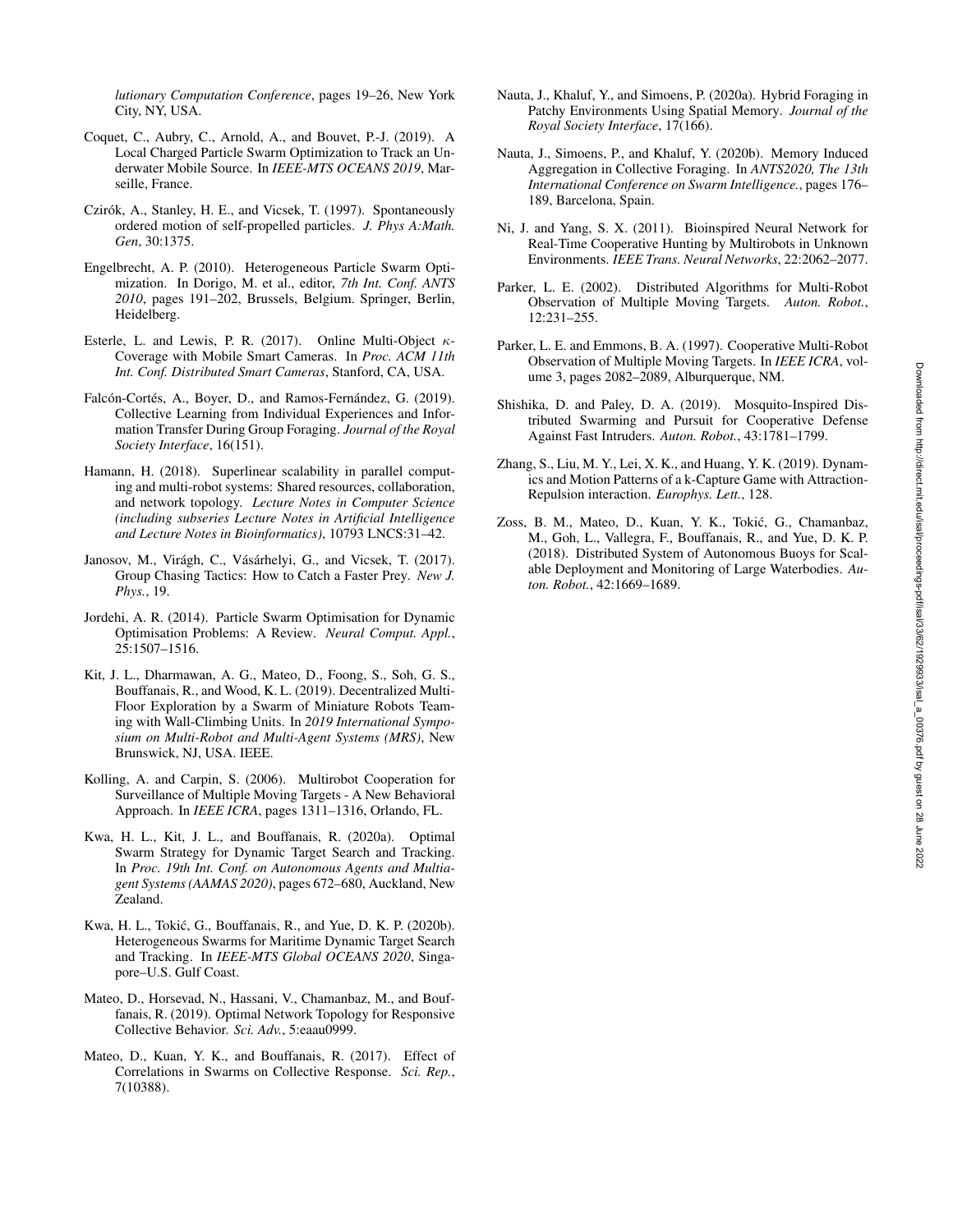*lutionary Computation Conference*, pages 19–26, New York City, NY, USA.

Coquet, C., Aubry, C., Arnold, A., and Bouvet, P.-J. (2019). A Local Charged Particle Swarm Optimization to Track an Underwater Mobile Source. In *IEEE-MTS OCEANS 2019*, Marseille, France.

Czirók, A., Stanley, H. E., and Vicsek, T. (1997). Spontaneously ordered motion of self-propelled particles. *J. Phys A:Math. Gen*, 30:1375.

Engelbrecht, A. P. (2010). Heterogeneous Particle Swarm Optimization. In Dorigo, M. et al., editor, *7th Int. Conf. ANTS 2010*, pages 191–202, Brussels, Belgium. Springer, Berlin, Heidelberg.

Esterle, L. and Lewis, P. R. (2017). Online Multi-Object $\kappa$-Coverage with Mobile Smart Cameras. In *Proc. ACM 11th Int. Conf. Distributed Smart Cameras*, Stanford, CA, USA.

Falcón-Cortés, A., Boyer, D., and Ramos-Fernández, G. (2019). Collective Learning from Individual Experiences and Information Transfer During Group Foraging. *Journal of the Royal Society Interface*, 16(151).

Hamann, H. (2018). Superlinear scalability in parallel computing and multi-robot systems: Shared resources, collaboration, and network topology. *Lecture Notes in Computer Science (including subseries Lecture Notes in Artificial Intelligence and Lecture Notes in Bioinformatics)*, 10793 LNCS:31–42.

Janosov, M., Virágh, C., Vásárhelyi, G., and Vicsek, T. (2017). Group Chasing Tactics: How to Catch a Faster Prey. *New J. Phys.*, 19.

Jordehi, A. R. (2014). Particle Swarm Optimisation for Dynamic Optimisation Problems: A Review. *Neural Comput. Appl.*, 25:1507–1516.

Kit, J. L., Dharmawan, A. G., Mateo, D., Foong, S., Soh, G. S., Bouffanais, R., and Wood, K. L. (2019). Decentralized Multi-Floor Exploration by a Swarm of Miniature Robots Teaming with Wall-Climbing Units. In *2019 International Symposium on Multi-Robot and Multi-Agent Systems (MRS)*, New Brunswick, NJ, USA. IEEE.

Kolling, A. and Carpin, S. (2006). Multirobot Cooperation for Surveillance of Multiple Moving Targets - A New Behavioral Approach. In *IEEE ICRA*, pages 1311–1316, Orlando, FL.

Kwa, H. L., Kit, J. L., and Bouffanais, R. (2020a). Optimal Swarm Strategy for Dynamic Target Search and Tracking. In *Proc. 19th Int. Conf. on Autonomous Agents and Multiagent Systems (AAMAS 2020)*, pages 672–680, Auckland, New Zealand.

Kwa, H. L., Tokić, G., Bouffanais, R., and Yue, D. K. P. (2020b). Heterogeneous Swarms for Maritime Dynamic Target Search and Tracking. In *IEEE-MTS Global OCEANS 2020*, Singapore–U.S. Gulf Coast.

Mateo, D., Horsevad, N., Hassani, V., Chamanbaz, M., and Bouffanais, R. (2019). Optimal Network Topology for Responsive Collective Behavior. *Sci. Adv.*, 5:eaau0999.

Mateo, D., Kuan, Y. K., and Bouffanais, R. (2017). Effect of Correlations in Swarms on Collective Response. *Sci. Rep.*, 7(10388).

Nauta, J., Khaluf, Y., and Simoens, P. (2020a). Hybrid Foraging in Patchy Environments Using Spatial Memory. *Journal of the Royal Society Interface*, 17(166).

Nauta, J., Simoens, P., and Khaluf, Y. (2020b). Memory Induced Aggregation in Collective Foraging. In *ANTS2020, The 13th International Conference on Swarm Intelligence.*, pages 176–189, Barcelona, Spain.

Ni, J. and Yang, S. X. (2011). Bioinspired Neural Network for Real-Time Cooperative Hunting by Multirobots in Unknown Environments. *IEEE Trans. Neural Networks*, 22:2062–2077.

Parker, L. E. (2002). Distributed Algorithms for Multi-Robot Observation of Multiple Moving Targets. *Auton. Robot.*, 12:231–255.

Parker, L. E. and Emmons, B. A. (1997). Cooperative Multi-Robot Observation of Multiple Moving Targets. In *IEEE ICRA*, volume 3, pages 2082–2089, Alburquerque, NM.

Shishika, D. and Paley, D. A. (2019). Mosquito-Inspired Distributed Swarming and Pursuit for Cooperative Defense Against Fast Intruders. *Auton. Robot.*, 43:1781–1799.

Zhang, S., Liu, M. Y., Lei, X. K., and Huang, Y. K. (2019). Dynamics and Motion Patterns of a k-Capture Game with Attraction-Repulsion interaction. *Europhys. Lett.*, 128.

Zoss, B. M., Mateo, D., Kuan, Y. K., Tokić, G., Chamanbaz, M., Goh, L., Vallegra, F., Bouffanais, R., and Yue, D. K. P. (2018). Distributed System of Autonomous Buoys for Scalable Deployment and Monitoring of Large Waterbodies. *Auton. Robot.*, 42:1669–1689.